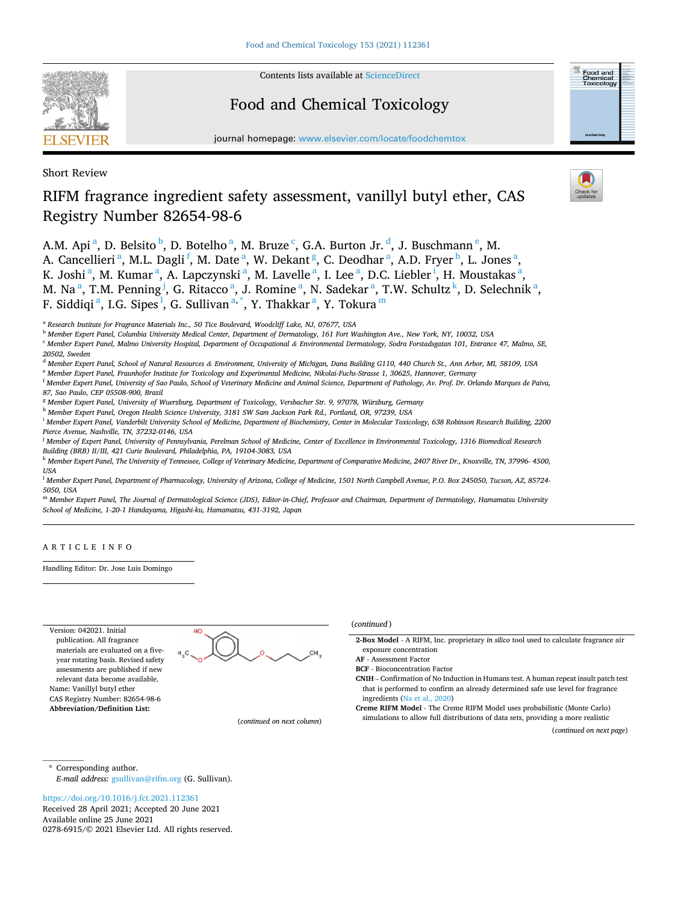Short Review

# RIFM fragrance ingredient safety assessment, vanillyl butyl ether, CAS Registry Number 82654-98-6

A.M. Api [a], D. Belsito [b], D. Botelho [a], M. Bruze [c], G.A. Burton Jr. [d], J. Buschmann [e], M. A. Cancellieri [a], M.L. Dagli [f], M. Date [a], W. Dekant [g], C. Deodhar [a], A.D. Fryer [h], L. Jones [a], K. Joshi [a], M. Kumar [a], A. Lapczynski [a], M. Lavelle [a], I. Lee [a], D.C. Liebler [i], H. Moustakas [a], M. Na [a], T.M. Penning [j], G. Ritacco [a], J. Romine [a], N. Sadekar [a], T.W. Schultz [k], D. Selechnik [a], F. Siddiqi [a], I.G. Sipes [l], G. Sullivan [a,*], Y. Thakkar [a], Y. Tokura [m]

[a] Research Institute for Fragrance Materials Inc., 50 Tice Boulevard, Woodcliff Lake, NJ, 07677, USA

[b] Member Expert Panel, Columbia University Medical Center, Department of Dermatology, 161 Fort Washington Ave., New York, NY, 10032, USA

[c] Member Expert Panel, Malmo University Hospital, Department of Occupational & Environmental Dermatology, Sodra Forstadsgatan 101, Entrance 47, Malmo, SE, 20502, Sweden

[d] Member Expert Panel, School of Natural Resources & Environment, University of Michigan, Dana Building G110, 440 Church St., Ann Arbor, MI, 58109, USA

[e] Member Expert Panel, Fraunhofer Institute for Toxicology and Experimental Medicine, Nikolai-Fuchs-Strasse 1, 30625, Hannover, Germany

[f] Member Expert Panel, University of Sao Paulo, School of Veterinary Medicine and Animal Science, Department of Pathology, Av. Prof. Dr. Orlando Marques de Paiva, 87, Sao Paulo, CEP 05508-900, Brazil

[g] Member Expert Panel, University of Wuerzburg, Department of Toxicology, Versbacher Str. 9, 97078, Würzburg, Germany

[h] Member Expert Panel, Oregon Health Science University, 3181 SW Sam Jackson Park Rd., Portland, OR, 97239, USA

[i] Member Expert Panel, Vanderbilt University School of Medicine, Department of Biochemistry, Center in Molecular Toxicology, 638 Robinson Research Building, 2200 Pierce Avenue, Nashville, TN, 37232-0146, USA

[j] Member of Expert Panel, University of Pennsylvania, Perelman School of Medicine, Center of Excellence in Environmental Toxicology, 1316 Biomedical Research Building (BRB) II/III, 421 Curie Boulevard, Philadelphia, PA, 19104-3083, USA

[k] Member Expert Panel, The University of Tennessee, College of Veterinary Medicine, Department of Comparative Medicine, 2407 River Dr., Knoxville, TN, 37996- 4500, USA

[l] Member Expert Panel, Department of Pharmacology, University of Arizona, College of Medicine, 1501 North Campbell Avenue, P.O. Box 245050, Tucson, AZ, 85724-5050, USA

[m] Member Expert Panel, The Journal of Dermatological Science (JDS), Editor-in-Chief, Professor and Chairman, Department of Dermatology, Hamamatsu University School of Medicine, 1-20-1 Handayama, Higashi-ku, Hamamatsu, 431-3192, Japan

ARTICLE INFO

Handling Editor: Dr. Jose Luis Domingo

Version: 042021. Initial publication. All fragrance materials are evaluated on a five-year rotating basis. Revised safety assessments are published if new relevant data become available.

Name: Vanillyl butyl ether

CAS Registry Number: 82654-98-6

**Abbreviation/Definition List:**

**2-Box Model** - A RIFM, Inc. proprietary *in silico* tool used to calculate fragrance air exposure concentration

**AF** - Assessment Factor

**BCF** - Bioconcentration Factor

**CNIH** – Confirmation of No Induction in Humans test. A human repeat insult patch test that is performed to confirm an already determined safe use level for fragrance ingredients (Na et al., 2020)

**Creme RIFM Model** - The Creme RIFM Model uses probabilistic (Monte Carlo) simulations to allow full distributions of data sets, providing a more realistic

\* Corresponding author.
*E-mail address:* gsullivan@rifm.org (G. Sullivan).

https://doi.org/10.1016/j.fct.2021.112361
Received 28 April 2021; Accepted 20 June 2021
Available online 25 June 2021
0278-6915/© 2021 Elsevier Ltd. All rights reserved.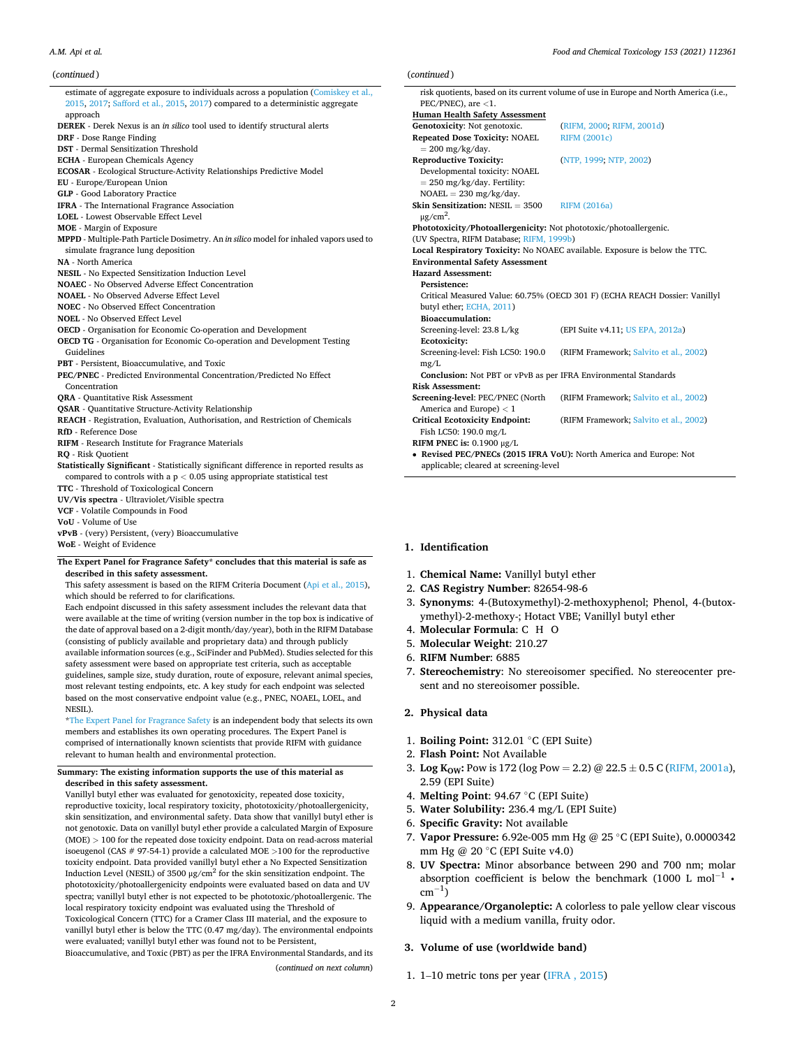(*continued*)

estimate of aggregate exposure to individuals across a population (Comiskey et al., 2015, 2017; Safford et al., 2015, 2017) compared to a deterministic aggregate approach

**DEREK** - Derek Nexus is an *in silico* tool used to identify structural alerts

**DRF** - Dose Range Finding

**DST** - Dermal Sensitization Threshold

**ECHA** - European Chemicals Agency

**ECOSAR** - Ecological Structure-Activity Relationships Predictive Model

**EU** - Europe/European Union

**GLP** - Good Laboratory Practice

**IFRA** - The International Fragrance Association

**LOEL** - Lowest Observable Effect Level

**MOE** - Margin of Exposure

**MPPD** - Multiple-Path Particle Dosimetry. An *in silico* model for inhaled vapors used to simulate fragrance lung deposition

**NA** - North America

**NESIL** - No Expected Sensitization Induction Level

**NOAEC** - No Observed Adverse Effect Concentration

**NOAEL** - No Observed Adverse Effect Level

**NOEC** - No Observed Effect Concentration

**NOEL** - No Observed Effect Level

**OECD** - Organisation for Economic Co-operation and Development

**OECD TG** - Organisation for Economic Co-operation and Development Testing Guidelines

**PBT** - Persistent, Bioaccumulative, and Toxic

**PEC/PNEC** - Predicted Environmental Concentration/Predicted No Effect Concentration

**QRA** - Quantitative Risk Assessment

**QSAR** - Quantitative Structure-Activity Relationship

**REACH** - Registration, Evaluation, Authorisation, and Restriction of Chemicals

**RfD** - Reference Dose

**RIFM** - Research Institute for Fragrance Materials

**RQ** - Risk Quotient

**Statistically Significant** - Statistically significant difference in reported results as compared to controls with a $p < 0.05$ using appropriate statistical test

**TTC** - Threshold of Toxicological Concern

**UV/Vis spectra** - Ultraviolet/Visible spectra

**VCF** - Volatile Compounds in Food

**VoU** - Volume of Use

**vPvB** - (very) Persistent, (very) Bioaccumulative

**WoE** - Weight of Evidence

**The Expert Panel for Fragrance Safety\* concludes that this material is safe as described in this safety assessment.**

This safety assessment is based on the RIFM Criteria Document (Api et al., 2015), which should be referred to for clarifications.

Each endpoint discussed in this safety assessment includes the relevant data that were available at the time of writing (version number in the top box is indicative of the date of approval based on a 2-digit month/day/year), both in the RIFM Database (consisting of publicly available and proprietary data) and through publicly available information sources (e.g., SciFinder and PubMed). Studies selected for this safety assessment were based on appropriate test criteria, such as acceptable guidelines, sample size, study duration, route of exposure, relevant animal species, most relevant testing endpoints, etc. A key study for each endpoint was selected based on the most conservative endpoint value (e.g., PNEC, NOAEL, LOEL, and NESIL).

\*The Expert Panel for Fragrance Safety is an independent body that selects its own members and establishes its own operating procedures. The Expert Panel is comprised of internationally known scientists that provide RIFM with guidance relevant to human health and environmental protection.

**Summary: The existing information supports the use of this material as described in this safety assessment.**

Vanillyl butyl ether was evaluated for genotoxicity, repeated dose toxicity, reproductive toxicity, local respiratory toxicity, phototoxicity/photoallergenicity, skin sensitization, and environmental safety. Data show that vanillyl butyl ether is not genotoxic. Data on vanillyl butyl ether provide a calculated Margin of Exposure (MOE) > 100 for the repeated dose toxicity endpoint. Data on read-across material isoeugenol (CAS # 97-54-1) provide a calculated MOE >100 for the reproductive toxicity endpoint. Data provided vanillyl butyl ether a No Expected Sensitization Induction Level (NESIL) of 3500 μg/cm$^2$ for the skin sensitization endpoint. The phototoxicity/photoallergenicity endpoints were evaluated based on data and UV spectra; vanillyl butyl ether is not expected to be phototoxic/photoallergenic. The local respiratory toxicity endpoint was evaluated using the Threshold of Toxicological Concern (TTC) for a Cramer Class III material, and the exposure to vanillyl butyl ether is below the TTC (0.47 mg/day). The environmental endpoints were evaluated; vanillyl butyl ether was found not to be Persistent, Bioaccumulative, and Toxic (PBT) as per the IFRA Environmental Standards, and its risk quotients, based on its current volume of use in Europe and North America (i.e., PEC/PNEC), are <1.

**Human Health Safety Assessment**

| | |
|---|---|
| **Genotoxicity**: Not genotoxic. | (RIFM, 2000; RIFM, 2001d) |
| **Repeated Dose Toxicity:** NOAEL = 200 mg/kg/day. | RIFM (2001c) |
| **Reproductive Toxicity:** Developmental toxicity: NOAEL = 250 mg/kg/day. Fertility: NOAEL = 230 mg/kg/day. | (NTP, 1999; NTP, 2002) |
| **Skin Sensitization:** NESIL = 3500 μg/cm$^2$. | RIFM (2016a) |

**Phototoxicity/Photoallergenicity:** Not phototoxic/photoallergenic. (UV Spectra, RIFM Database; RIFM, 1999b)

**Local Respiratory Toxicity:** No NOAEC available. Exposure is below the TTC.

**Environmental Safety Assessment**

**Hazard Assessment:**

**Persistence:**

Critical Measured Value: 60.75% (OECD 301 F) (ECHA REACH Dossier: Vanillyl butyl ether; ECHA, 2011)

| | |
|---|---|
| **Bioaccumulation:** | |
| Screening-level: 23.8 L/kg | (EPI Suite v4.11; US EPA, 2012a) |
| **Ecotoxicity:** | |
| Screening-level: Fish LC50: 190.0 mg/L | (RIFM Framework; Salvito et al., 2002) |

**Conclusion:** Not PBT or vPvB as per IFRA Environmental Standards

**Risk Assessment:**

| | |
|---|---|
| **Screening-level**: PEC/PNEC (North America and Europe) < 1 | (RIFM Framework; Salvito et al., 2002) |
| **Critical Ecotoxicity Endpoint:** Fish LC50: 190.0 mg/L | (RIFM Framework; Salvito et al., 2002) |

**RIFM PNEC is:** 0.1900 μg/L

- **Revised PEC/PNECs (2015 IFRA VoU):** North America and Europe: Not applicable; cleared at screening-level

## 1. Identification

1. **Chemical Name:** Vanillyl butyl ether
2. **CAS Registry Number**: 82654-98-6
3. **Synonyms**: 4-(Butoxymethyl)-2-methoxyphenol; Phenol, 4-(butoxymethyl)-2-methoxy-; Hotact VBE; Vanillyl butyl ether
4. **Molecular Formula**: C H O
5. **Molecular Weight**: 210.27
6. **RIFM Number**: 6885
7. **Stereochemistry**: No stereoisomer specified. No stereocenter present and no stereoisomer possible.

## 2. Physical data

1. **Boiling Point:** 312.01 °C (EPI Suite)
2. **Flash Point:** Not Available
3. **Log $K_{OW}$:** Pow is 172 (log Pow = 2.2) @ 22.5 ± 0.5 C (RIFM, 2001a), 2.59 (EPI Suite)
4. **Melting Point**: 94.67 °C (EPI Suite)
5. **Water Solubility:** 236.4 mg/L (EPI Suite)
6. **Specific Gravity:** Not available
7. **Vapor Pressure:** 6.92e-005 mm Hg @ 25 °C (EPI Suite), 0.0000342 mm Hg @ 20 °C (EPI Suite v4.0)
8. **UV Spectra:** Minor absorbance between 290 and 700 nm; molar absorption coefficient is below the benchmark (1000 L $mol^{-1}$ • $cm^{-1}$)
9. **Appearance/Organoleptic:** A colorless to pale yellow clear viscous liquid with a medium vanilla, fruity odor.

## 3. Volume of use (worldwide band)

1. 1–10 metric tons per year (IFRA , 2015)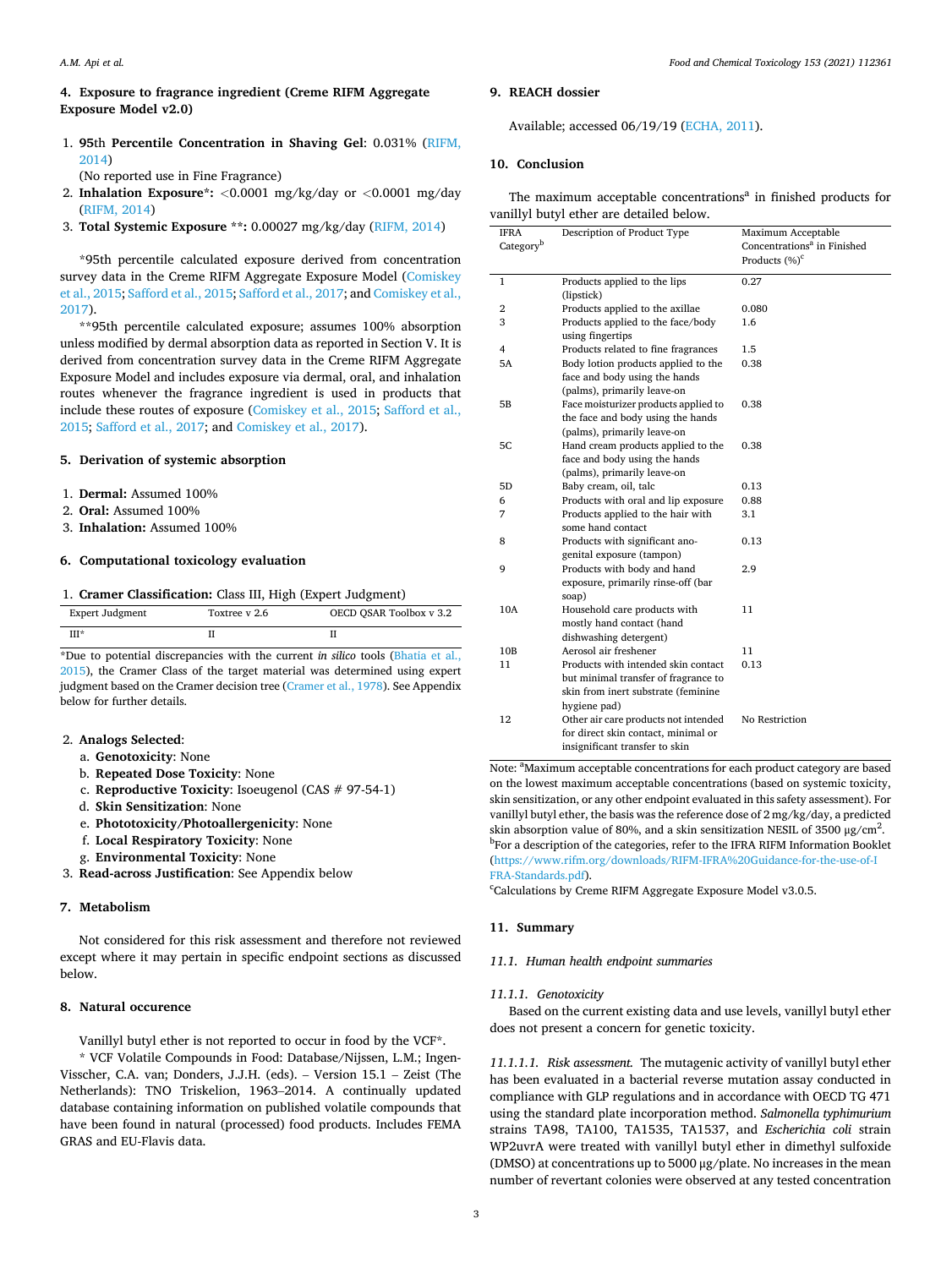## 4. Exposure to fragrance ingredient (Creme RIFM Aggregate Exposure Model v2.0)

1. **95th Percentile Concentration in Shaving Gel**: 0.031% (RIFM, 2014)
   (No reported use in Fine Fragrance)
2. **Inhalation Exposure*:** <0.0001 mg/kg/day or <0.0001 mg/day (RIFM, 2014)
3. **Total Systemic Exposure **:** 0.00027 mg/kg/day (RIFM, 2014)

*95th percentile calculated exposure derived from concentration survey data in the Creme RIFM Aggregate Exposure Model (Comiskey et al., 2015; Safford et al., 2015; Safford et al., 2017; and Comiskey et al., 2017).

**95th percentile calculated exposure; assumes 100% absorption unless modified by dermal absorption data as reported in Section V. It is derived from concentration survey data in the Creme RIFM Aggregate Exposure Model and includes exposure via dermal, oral, and inhalation routes whenever the fragrance ingredient is used in products that include these routes of exposure (Comiskey et al., 2015; Safford et al., 2015; Safford et al., 2017; and Comiskey et al., 2017).

## 5. Derivation of systemic absorption

1. **Dermal:** Assumed 100%
2. **Oral:** Assumed 100%
3. **Inhalation:** Assumed 100%

## 6. Computational toxicology evaluation

1. **Cramer Classification:** Class III, High (Expert Judgment)

| Expert Judgment | Toxtree v 2.6 | OECD QSAR Toolbox v 3.2 |
|---|---|---|
| III* | II | II |

*Due to potential discrepancies with the current *in silico* tools (Bhatia et al., 2015), the Cramer Class of the target material was determined using expert judgment based on the Cramer decision tree (Cramer et al., 1978). See Appendix below for further details.

2. **Analogs Selected**:
   a. **Genotoxicity**: None
   b. **Repeated Dose Toxicity**: None
   c. **Reproductive Toxicity**: Isoeugenol (CAS # 97-54-1)
   d. **Skin Sensitization**: None
   e. **Phototoxicity/Photoallergenicity**: None
   f. **Local Respiratory Toxicity**: None
   g. **Environmental Toxicity**: None
3. **Read-across Justification**: See Appendix below

## 7. Metabolism

Not considered for this risk assessment and therefore not reviewed except where it may pertain in specific endpoint sections as discussed below.

## 8. Natural occurence

Vanillyl butyl ether is not reported to occur in food by the VCF*.

* VCF Volatile Compounds in Food: Database/Nijssen, L.M.; Ingen-Visscher, C.A. van; Donders, J.J.H. (eds). – Version 15.1 – Zeist (The Netherlands): TNO Triskelion, 1963–2014. A continually updated database containing information on published volatile compounds that have been found in natural (processed) food products. Includes FEMA GRAS and EU-Flavis data.

## 9. REACH dossier

Available; accessed 06/19/19 (ECHA, 2011).

## 10. Conclusion

The maximum acceptable concentrations[a] in finished products for vanillyl butyl ether are detailed below.

| IFRA Category[b] | Description of Product Type | Maximum Acceptable Concentrations[a] in Finished Products (%)[c] |
|---|---|---|
| 1 | Products applied to the lips (lipstick) | 0.27 |
| 2 | Products applied to the axillae | 0.080 |
| 3 | Products applied to the face/body using fingertips | 1.6 |
| 4 | Products related to fine fragrances | 1.5 |
| 5A | Body lotion products applied to the face and body using the hands (palms), primarily leave-on | 0.38 |
| 5B | Face moisturizer products applied to the face and body using the hands (palms), primarily leave-on | 0.38 |
| 5C | Hand cream products applied to the face and body using the hands (palms), primarily leave-on | 0.38 |
| 5D | Baby cream, oil, talc | 0.13 |
| 6 | Products with oral and lip exposure | 0.88 |
| 7 | Products applied to the hair with some hand contact | 3.1 |
| 8 | Products with significant ano-genital exposure (tampon) | 0.13 |
| 9 | Products with body and hand exposure, primarily rinse-off (bar soap) | 2.9 |
| 10A | Household care products with mostly hand contact (hand dishwashing detergent) | 11 |
| 10B | Aerosol air freshener | 11 |
| 11 | Products with intended skin contact but minimal transfer of fragrance to skin from inert substrate (feminine hygiene pad) | 0.13 |
| 12 | Other air care products not intended for direct skin contact, minimal or insignificant transfer to skin | No Restriction |

Note: [a]Maximum acceptable concentrations for each product category are based on the lowest maximum acceptable concentrations (based on systemic toxicity, skin sensitization, or any other endpoint evaluated in this safety assessment). For vanillyl butyl ether, the basis was the reference dose of 2 mg/kg/day, a predicted skin absorption value of 80%, and a skin sensitization NESIL of 3500 μg/cm$^2$.
[b]For a description of the categories, refer to the IFRA RIFM Information Booklet (https://www.rifm.org/downloads/RIFM-IFRA%20Guidance-for-the-use-of-IFRA-Standards.pdf).
[c]Calculations by Creme RIFM Aggregate Exposure Model v3.0.5.

## 11. Summary

### 11.1. Human health endpoint summaries

#### 11.1.1. Genotoxicity

Based on the current existing data and use levels, vanillyl butyl ether does not present a concern for genetic toxicity.

*11.1.1.1. Risk assessment.* The mutagenic activity of vanillyl butyl ether has been evaluated in a bacterial reverse mutation assay conducted in compliance with GLP regulations and in accordance with OECD TG 471 using the standard plate incorporation method. *Salmonella typhimurium* strains TA98, TA100, TA1535, TA1537, and *Escherichia coli* strain WP2uvrA were treated with vanillyl butyl ether in dimethyl sulfoxide (DMSO) at concentrations up to 5000 μg/plate. No increases in the mean number of revertant colonies were observed at any tested concentration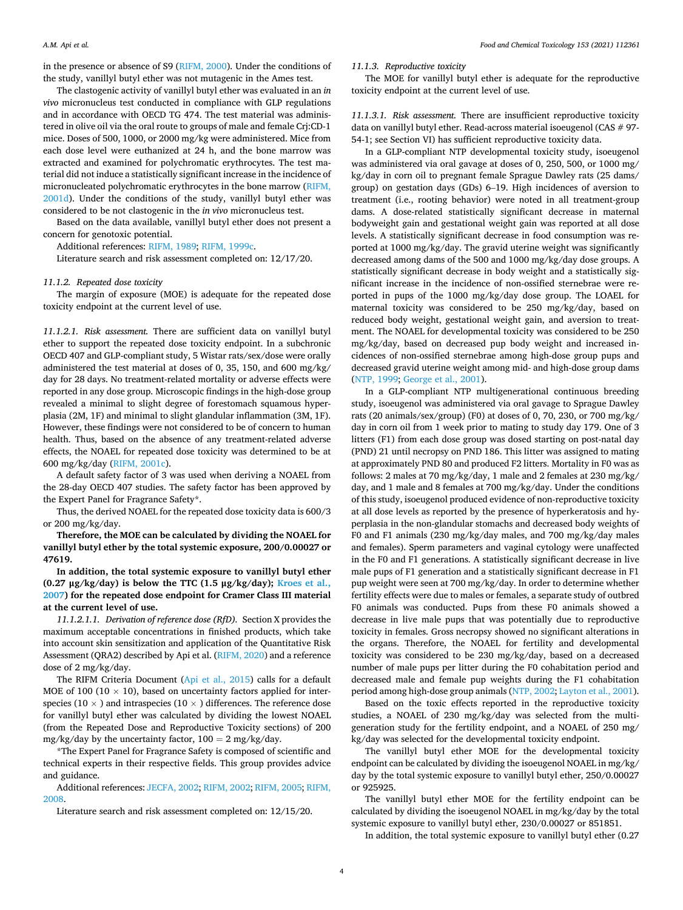in the presence or absence of S9 (RIFM, 2000). Under the conditions of the study, vanillyl butyl ether was not mutagenic in the Ames test.

The clastogenic activity of vanillyl butyl ether was evaluated in an *in vivo* micronucleus test conducted in compliance with GLP regulations and in accordance with OECD TG 474. The test material was administered in olive oil via the oral route to groups of male and female Crj:CD-1 mice. Doses of 500, 1000, or 2000 mg/kg were administered. Mice from each dose level were euthanized at 24 h, and the bone marrow was extracted and examined for polychromatic erythrocytes. The test material did not induce a statistically significant increase in the incidence of micronucleated polychromatic erythrocytes in the bone marrow (RIFM, 2001d). Under the conditions of the study, vanillyl butyl ether was considered to be not clastogenic in the *in vivo* micronucleus test.

Based on the data available, vanillyl butyl ether does not present a concern for genotoxic potential.

Additional references: RIFM, 1989; RIFM, 1999c.

Literature search and risk assessment completed on: 12/17/20.

### *11.1.2. Repeated dose toxicity*

The margin of exposure (MOE) is adequate for the repeated dose toxicity endpoint at the current level of use.

*11.1.2.1. Risk assessment.* There are sufficient data on vanillyl butyl ether to support the repeated dose toxicity endpoint. In a subchronic OECD 407 and GLP-compliant study, 5 Wistar rats/sex/dose were orally administered the test material at doses of 0, 35, 150, and 600 mg/kg/day for 28 days. No treatment-related mortality or adverse effects were reported in any dose group. Microscopic findings in the high-dose group revealed a minimal to slight degree of forestomach squamous hyperplasia (2M, 1F) and minimal to slight glandular inflammation (3M, 1F). However, these findings were not considered to be of concern to human health. Thus, based on the absence of any treatment-related adverse effects, the NOAEL for repeated dose toxicity was determined to be at 600 mg/kg/day (RIFM, 2001c).

A default safety factor of 3 was used when deriving a NOAEL from the 28-day OECD 407 studies. The safety factor has been approved by the Expert Panel for Fragrance Safety*.

Thus, the derived NOAEL for the repeated dose toxicity data is 600/3 or 200 mg/kg/day.

**Therefore, the MOE can be calculated by dividing the NOAEL for vanillyl butyl ether by the total systemic exposure, 200/0.00027 or 47619.**

**In addition, the total systemic exposure to vanillyl butyl ether (0.27 μg/kg/day) is below the TTC (1.5 μg/kg/day; Kroes et al., 2007) for the repeated dose endpoint for Cramer Class III material at the current level of use.**

*11.1.2.1.1. Derivation of reference dose (RfD).* Section X provides the maximum acceptable concentrations in finished products, which take into account skin sensitization and application of the Quantitative Risk Assessment (QRA2) described by Api et al. (RIFM, 2020) and a reference dose of 2 mg/kg/day.

The RIFM Criteria Document (Api et al., 2015) calls for a default MOE of 100 (10 × 10), based on uncertainty factors applied for interspecies (10 ×) and intraspecies (10 ×) differences. The reference dose for vanillyl butyl ether was calculated by dividing the lowest NOAEL (from the Repeated Dose and Reproductive Toxicity sections) of 200 mg/kg/day by the uncertainty factor, 100 = 2 mg/kg/day.

*The Expert Panel for Fragrance Safety is composed of scientific and technical experts in their respective fields. This group provides advice and guidance.

Additional references: JECFA, 2002; RIFM, 2002; RIFM, 2005; RIFM, 2008.

Literature search and risk assessment completed on: 12/15/20.

### *11.1.3. Reproductive toxicity*

The MOE for vanillyl butyl ether is adequate for the reproductive toxicity endpoint at the current level of use.

*11.1.3.1. Risk assessment.* There are insufficient reproductive toxicity data on vanillyl butyl ether. Read-across material isoeugenol (CAS # 97-54-1; see Section VI) has sufficient reproductive toxicity data.

In a GLP-compliant NTP developmental toxicity study, isoeugenol was administered via oral gavage at doses of 0, 250, 500, or 1000 mg/kg/day in corn oil to pregnant female Sprague Dawley rats (25 dams/group) on gestation days (GDs) 6–19. High incidences of aversion to treatment (i.e., rooting behavior) were noted in all treatment-group dams. A dose-related statistically significant decrease in maternal bodyweight gain and gestational weight gain was reported at all dose levels. A statistically significant decrease in food consumption was reported at 1000 mg/kg/day. The gravid uterine weight was significantly decreased among dams of the 500 and 1000 mg/kg/day dose groups. A statistically significant decrease in body weight and a statistically significant increase in the incidence of non-ossified sternebrae were reported in pups of the 1000 mg/kg/day dose group. The LOAEL for maternal toxicity was considered to be 250 mg/kg/day, based on reduced body weight, gestational weight gain, and aversion to treatment. The NOAEL for developmental toxicity was considered to be 250 mg/kg/day, based on decreased pup body weight and increased incidences of non-ossified sternebrae among high-dose group pups and decreased gravid uterine weight among mid- and high-dose group dams (NTP, 1999; George et al., 2001).

In a GLP-compliant NTP multigenerational continuous breeding study, isoeugenol was administered via oral gavage to Sprague Dawley rats (20 animals/sex/group) (F0) at doses of 0, 70, 230, or 700 mg/kg/day in corn oil from 1 week prior to mating to study day 179. One of 3 litters (F1) from each dose group was dosed starting on post-natal day (PND) 21 until necropsy on PND 186. This litter was assigned to mating at approximately PND 80 and produced F2 litters. Mortality in F0 was as follows: 2 males at 70 mg/kg/day, 1 male and 2 females at 230 mg/kg/day, and 1 male and 8 females at 700 mg/kg/day. Under the conditions of this study, isoeugenol produced evidence of non-reproductive toxicity at all dose levels as reported by the presence of hyperkeratosis and hyperplasia in the non-glandular stomachs and decreased body weights of F0 and F1 animals (230 mg/kg/day males, and 700 mg/kg/day males and females). Sperm parameters and vaginal cytology were unaffected in the F0 and F1 generations. A statistically significant decrease in live male pups of F1 generation and a statistically significant decrease in F1 pup weight were seen at 700 mg/kg/day. In order to determine whether fertility effects were due to males or females, a separate study of outbred F0 animals was conducted. Pups from these F0 animals showed a decrease in live male pups that was potentially due to reproductive toxicity in females. Gross necropsy showed no significant alterations in the organs. Therefore, the NOAEL for fertility and developmental toxicity was considered to be 230 mg/kg/day, based on a decreased number of male pups per litter during the F0 cohabitation period and decreased male and female pup weights during the F1 cohabitation period among high-dose group animals (NTP, 2002; Layton et al., 2001).

Based on the toxic effects reported in the reproductive toxicity studies, a NOAEL of 230 mg/kg/day was selected from the multigeneration study for the fertility endpoint, and a NOAEL of 250 mg/kg/day was selected for the developmental toxicity endpoint.

The vanillyl butyl ether MOE for the developmental toxicity endpoint can be calculated by dividing the isoeugenol NOAEL in mg/kg/day by the total systemic exposure to vanillyl butyl ether, 250/0.00027 or 925925.

The vanillyl butyl ether MOE for the fertility endpoint can be calculated by dividing the isoeugenol NOAEL in mg/kg/day by the total systemic exposure to vanillyl butyl ether, 230/0.00027 or 851851.

In addition, the total systemic exposure to vanillyl butyl ether (0.27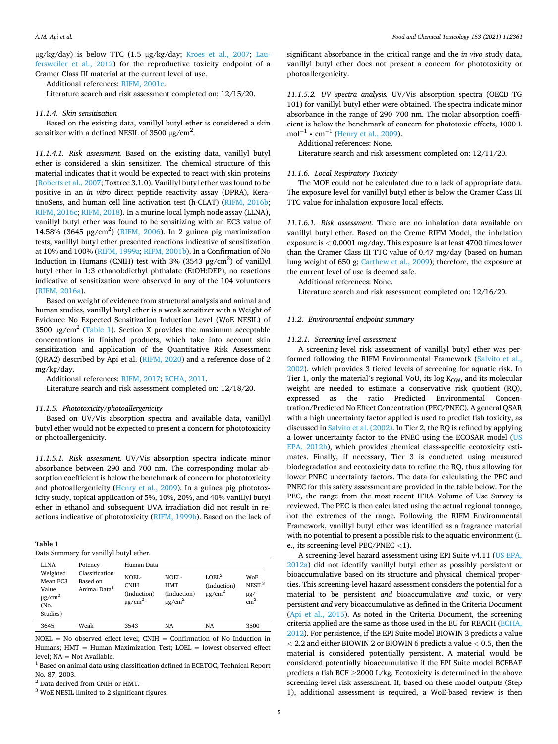μg/kg/day) is below TTC (1.5 μg/kg/day; Kroes et al., 2007; Laufersweiler et al., 2012) for the reproductive toxicity endpoint of a Cramer Class III material at the current level of use.

Additional references: RIFM, 2001c.

Literature search and risk assessment completed on: 12/15/20.

#### 11.1.4. Skin sensitization

Based on the existing data, vanillyl butyl ether is considered a skin sensitizer with a defined NESIL of 3500 μg/cm$^2$.

*11.1.4.1. Risk assessment.* Based on the existing data, vanillyl butyl ether is considered a skin sensitizer. The chemical structure of this material indicates that it would be expected to react with skin proteins (Roberts et al., 2007; Toxtree 3.1.0). Vanillyl butyl ether was found to be positive in an *in vitro* direct peptide reactivity assay (DPRA), KeratinoSens, and human cell line activation test (h-CLAT) (RIFM, 2016b; RIFM, 2016c; RIFM, 2018). In a murine local lymph node assay (LLNA), vanillyl butyl ether was found to be sensitizing with an EC3 value of 14.58% (3645 μg/cm$^2$) (RIFM, 2006). In 2 guinea pig maximization tests, vanillyl butyl ether presented reactions indicative of sensitization at 10% and 100% (RIFM, 1999a; RIFM, 2001b). In a Confirmation of No Induction in Humans (CNIH) test with 3% (3543 μg/cm$^2$) of vanillyl butyl ether in 1:3 ethanol:diethyl phthalate (EtOH:DEP), no reactions indicative of sensitization were observed in any of the 104 volunteers (RIFM, 2016a).

Based on weight of evidence from structural analysis and animal and human studies, vanillyl butyl ether is a weak sensitizer with a Weight of Evidence No Expected Sensitization Induction Level (WoE NESIL) of 3500 μg/cm$^2$ (Table 1). Section X provides the maximum acceptable concentrations in finished products, which take into account skin sensitization and application of the Quantitative Risk Assessment (QRA2) described by Api et al. (RIFM, 2020) and a reference dose of 2 mg/kg/day.

Additional references: RIFM, 2017; ECHA, 2011.

Literature search and risk assessment completed on: 12/18/20.

**Table 1**
Data Summary for vanillyl butyl ether.

| LLNA Weighted Mean EC3 Value μg/cm$^2$ (No. Studies) | Potency Classification Based on Animal Data[1] | Human Data | | | |
|---|---|---|---|---|---|
| | | NOEL-CNIH (Induction) μg/cm$^2$ | NOEL-HMT (Induction) μg/cm$^2$ | LOEL[2] (Induction) μg/cm$^2$ | WoE NESIL[3] μg/cm$^2$ |
| 3645 | Weak | 3543 | NA | NA | 3500 |

NOEL = No observed effect level; CNIH = Confirmation of No Induction in Humans; HMT = Human Maximization Test; LOEL = lowest observed effect level; NA = Not Available.

[1] Based on animal data using classification defined in ECETOC, Technical Report No. 87, 2003.

[2] Data derived from CNIH or HMT.

[3] WoE NESIL limited to 2 significant figures.

#### 11.1.5. Phototoxicity/photoallergenicity

Based on UV/Vis absorption spectra and available data, vanillyl butyl ether would not be expected to present a concern for phototoxicity or photoallergenicity.

*11.1.5.1. Risk assessment.* UV/Vis absorption spectra indicate minor absorbance between 290 and 700 nm. The corresponding molar absorption coefficient is below the benchmark of concern for phototoxicity and photoallergenicity (Henry et al., 2009). In a guinea pig phototoxicity study, topical application of 5%, 10%, 20%, and 40% vanillyl butyl ether in ethanol and subsequent UVA irradiation did not result in reactions indicative of phototoxicity (RIFM, 1999b). Based on the lack of significant absorbance in the critical range and the *in vivo* study data, vanillyl butyl ether does not present a concern for phototoxicity or photoallergenicity.

*11.1.5.2. UV spectra analysis.* UV/Vis absorption spectra (OECD TG 101) for vanillyl butyl ether were obtained. The spectra indicate minor absorbance in the range of 290–700 nm. The molar absorption coefficient is below the benchmark of concern for phototoxic effects, 1000 L mol$^{-1}$ • cm$^{-1}$ (Henry et al., 2009).

Additional references: None.

Literature search and risk assessment completed on: 12/11/20.

#### 11.1.6. Local Respiratory Toxicity

The MOE could not be calculated due to a lack of appropriate data. The exposure level for vanillyl butyl ether is below the Cramer Class III TTC value for inhalation exposure local effects.

*11.1.6.1. Risk assessment.* There are no inhalation data available on vanillyl butyl ether. Based on the Creme RIFM Model, the inhalation exposure is < 0.0001 mg/day. This exposure is at least 4700 times lower than the Cramer Class III TTC value of 0.47 mg/day (based on human lung weight of 650 g; Carthew et al., 2009); therefore, the exposure at the current level of use is deemed safe.

Additional references: None.

Literature search and risk assessment completed on: 12/16/20.

### 11.2. Environmental endpoint summary

#### 11.2.1. Screening-level assessment

A screening-level risk assessment of vanillyl butyl ether was performed following the RIFM Environmental Framework (Salvito et al., 2002), which provides 3 tiered levels of screening for aquatic risk. In Tier 1, only the material's regional VoU, its log $K_{OW}$, and its molecular weight are needed to estimate a conservative risk quotient (RQ), expressed as the ratio Predicted Environmental Concentration/Predicted No Effect Concentration (PEC/PNEC). A general QSAR with a high uncertainty factor applied is used to predict fish toxicity, as discussed in Salvito et al. (2002). In Tier 2, the RQ is refined by applying a lower uncertainty factor to the PNEC using the ECOSAR model (US EPA, 2012b), which provides chemical class-specific ecotoxicity estimates. Finally, if necessary, Tier 3 is conducted using measured biodegradation and ecotoxicity data to refine the RQ, thus allowing for lower PNEC uncertainty factors. The data for calculating the PEC and PNEC for this safety assessment are provided in the table below. For the PEC, the range from the most recent IFRA Volume of Use Survey is reviewed. The PEC is then calculated using the actual regional tonnage, not the extremes of the range. Following the RIFM Environmental Framework, vanillyl butyl ether was identified as a fragrance material with no potential to present a possible risk to the aquatic environment (i.e., its screening-level PEC/PNEC <1).

A screening-level hazard assessment using EPI Suite v4.11 (US EPA, 2012a) did not identify vanillyl butyl ether as possibly persistent or bioaccumulative based on its structure and physical–chemical properties. This screening-level hazard assessment considers the potential for a material to be persistent *and* bioaccumulative *and* toxic, or very persistent *and* very bioaccumulative as defined in the Criteria Document (Api et al., 2015). As noted in the Criteria Document, the screening criteria applied are the same as those used in the EU for REACH (ECHA, 2012). For persistence, if the EPI Suite model BIOWIN 3 predicts a value < 2.2 and either BIOWIN 2 or BIOWIN 6 predicts a value < 0.5, then the material is considered potentially persistent. A material would be considered potentially bioaccumulative if the EPI Suite model BCFBAF predicts a fish BCF ≥2000 L/kg. Ecotoxicity is determined in the above screening-level risk assessment. If, based on these model outputs (Step 1), additional assessment is required, a WoE-based review is then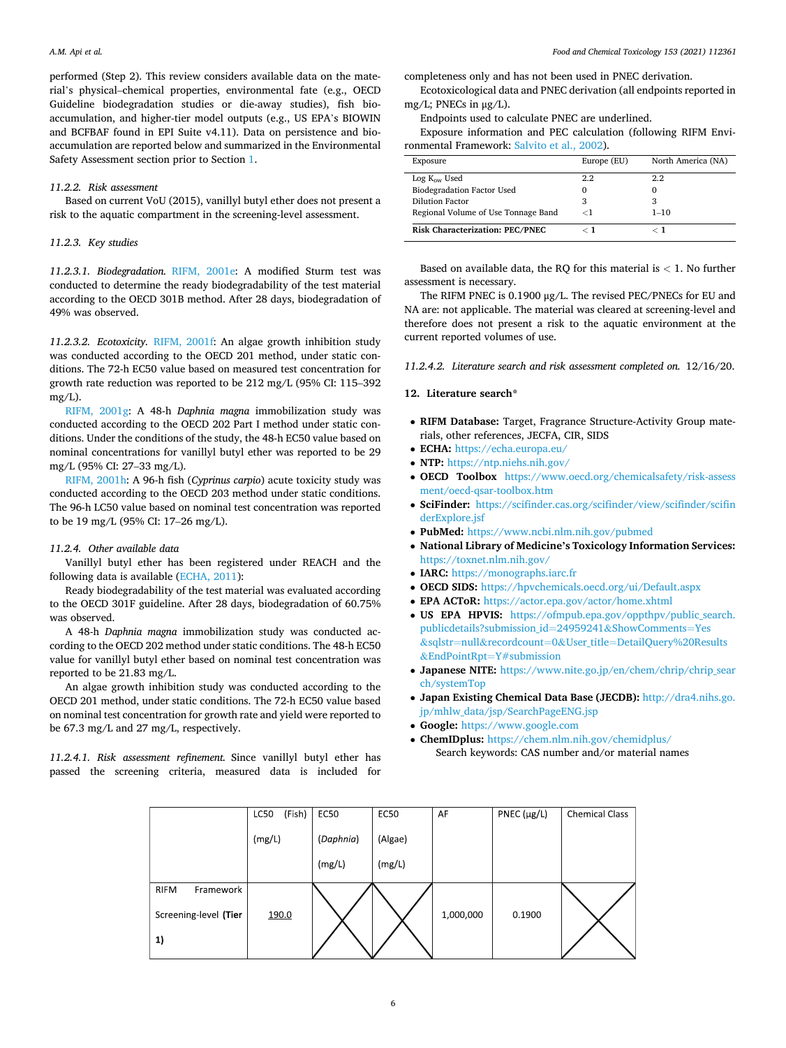performed (Step 2). This review considers available data on the material's physical–chemical properties, environmental fate (e.g., OECD Guideline biodegradation studies or die-away studies), fish bioaccumulation, and higher-tier model outputs (e.g., US EPA's BIOWIN and BCFBAF found in EPI Suite v4.11). Data on persistence and bioaccumulation are reported below and summarized in the Environmental Safety Assessment section prior to Section 1.

#### 11.2.2. Risk assessment

Based on current VoU (2015), vanillyl butyl ether does not present a risk to the aquatic compartment in the screening-level assessment.

#### 11.2.3. Key studies

##### 11.2.3.1. Biodegradation.

RIFM, 2001e: A modified Sturm test was conducted to determine the ready biodegradability of the test material according to the OECD 301B method. After 28 days, biodegradation of 49% was observed.

##### 11.2.3.2. Ecotoxicity.

RIFM, 2001f: An algae growth inhibition study was conducted according to the OECD 201 method under static conditions. The 72-h EC50 value based on measured test concentration for growth rate reduction was reported to be 212 mg/L (95% CI: 115–392 mg/L).

RIFM, 2001g: A 48-h *Daphnia magna* immobilization study was conducted according to the OECD 202 Part I method under static conditions. Under the conditions of the study, the 48-h EC50 value based on nominal concentrations for vanillyl butyl ether was reported to be 29 mg/L (95% CI: 27–33 mg/L).

RIFM, 2001h: A 96-h fish (*Cyprinus carpio*) acute toxicity study was conducted according to the OECD 203 method under static conditions. The 96-h LC50 value based on nominal test concentration was reported to be 19 mg/L (95% CI: 17–26 mg/L).

#### 11.2.4. Other available data

Vanillyl butyl ether has been registered under REACH and the following data is available (ECHA, 2011):

Ready biodegradability of the test material was evaluated according to the OECD 301F guideline. After 28 days, biodegradation of 60.75% was observed.

A 48-h *Daphnia magna* immobilization study was conducted according to the OECD 202 method under static conditions. The 48-h EC50 value for vanillyl butyl ether based on nominal test concentration was reported to be 21.83 mg/L.

An algae growth inhibition study was conducted according to the OECD 201 method, under static conditions. The 72-h EC50 value based on nominal test concentration for growth rate and yield were reported to be 67.3 mg/L and 27 mg/L, respectively.

##### 11.2.4.1. Risk assessment refinement.

Since vanillyl butyl ether has passed the screening criteria, measured data is included for completeness only and has not been used in PNEC derivation.

Ecotoxicological data and PNEC derivation (all endpoints reported in mg/L; PNECs in μg/L).

Endpoints used to calculate PNEC are underlined.

| | LC50 (Fish) (mg/L) | EC50 (*Daphnia*) (mg/L) | EC50 (Algae) (mg/L) | AF | PNEC (μg/L) | Chemical Class |
|---|---|---|---|---|---|---|
| RIFM Framework Screening-level **(Tier 1)** | <u>190.0</u> | X | X | 1,000,000 | 0.1900 | X |

Exposure information and PEC calculation (following RIFM Environmental Framework: Salvito et al., 2002).

| Exposure | Europe (EU) | North America (NA) |
|---|---|---|
| Log $K_{ow}$ Used | 2.2 | 2.2 |
| Biodegradation Factor Used | 0 | 0 |
| Dilution Factor | 3 | 3 |
| Regional Volume of Use Tonnage Band | <1 | 1–10 |
| **Risk Characterization: PEC/PNEC** | **< 1** | **< 1** |

Based on available data, the RQ for this material is < 1. No further assessment is necessary.

The RIFM PNEC is 0.1900 μg/L. The revised PEC/PNECs for EU and NA are: not applicable. The material was cleared at screening-level and therefore does not present a risk to the aquatic environment at the current reported volumes of use.

##### 11.2.4.2. Literature search and risk assessment completed on.

12/16/20.

## 12. Literature search*

- **RIFM Database:** Target, Fragrance Structure-Activity Group materials, other references, JECFA, CIR, SIDS
- **ECHA:** https://echa.europa.eu/
- **NTP:** https://ntp.niehs.nih.gov/
- **OECD Toolbox** https://www.oecd.org/chemicalsafety/risk-assessment/oecd-qsar-toolbox.htm
- **SciFinder:** https://scifinder.cas.org/scifinder/view/scifinder/scifinderExplore.jsf
- **PubMed:** https://www.ncbi.nlm.nih.gov/pubmed
- **National Library of Medicine's Toxicology Information Services:** https://toxnet.nlm.nih.gov/
- **IARC:** https://monographs.iarc.fr
- **OECD SIDS:** https://hpvchemicals.oecd.org/ui/Default.aspx
- **EPA ACToR:** https://actor.epa.gov/actor/home.xhtml
- **US EPA HPVIS:** https://ofmpub.epa.gov/oppthpv/public_search.publicdetails?submission_id=24959241&ShowComments=Yes&sqlstr=null&recordcount=0&User_title=DetailQuery%20Results&EndPointRpt=Y#submission
- **Japanese NITE:** https://www.nite.go.jp/en/chem/chrip/chrip_search/systemTop
- **Japan Existing Chemical Data Base (JECDB):** http://dra4.nihs.go.jp/mhlw_data/jsp/SearchPageENG.jsp
- **Google:** https://www.google.com
- **ChemIDplus:** https://chem.nlm.nih.gov/chemidplus/

Search keywords: CAS number and/or material names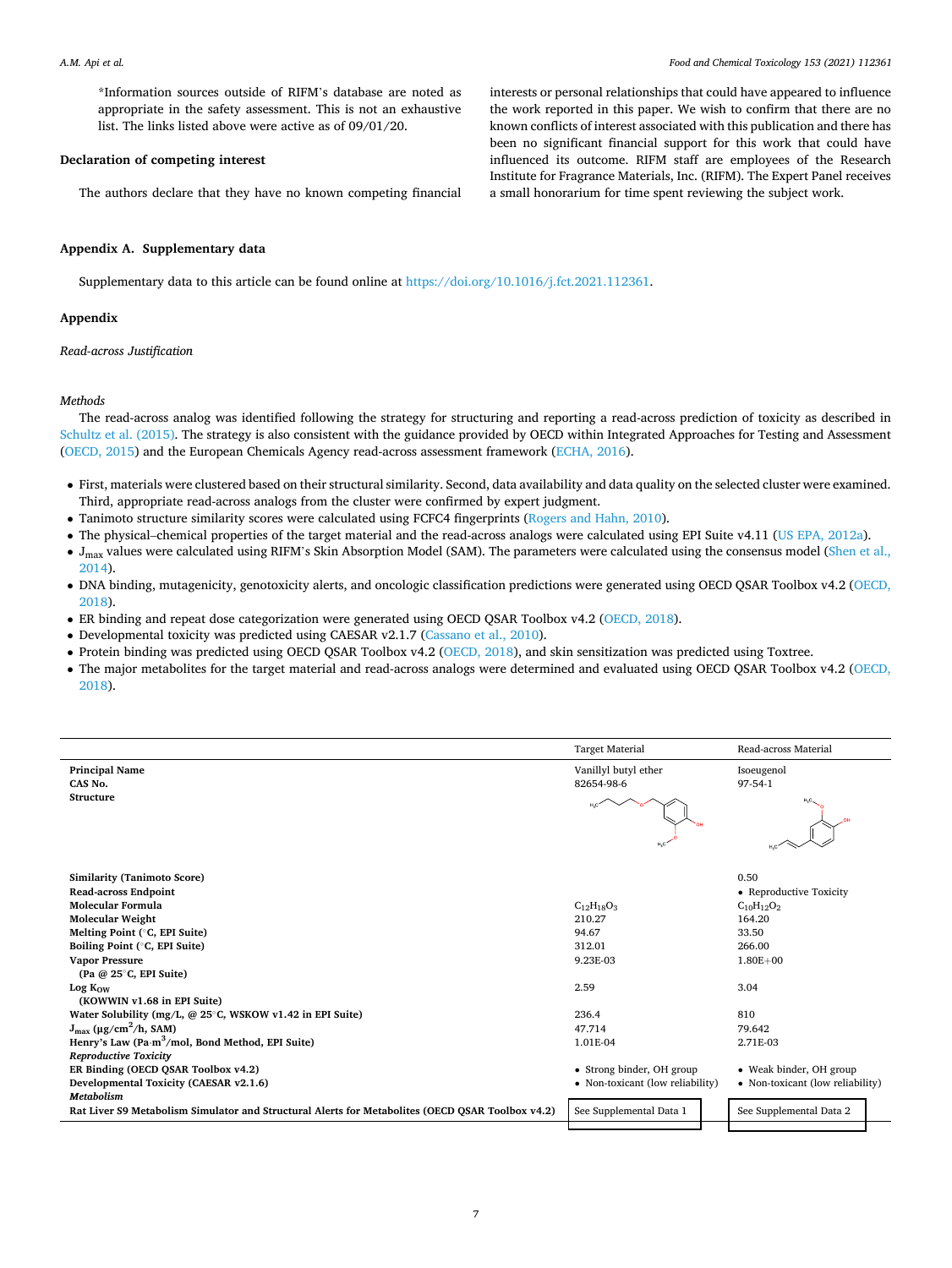*Information sources outside of RIFM's database are noted as appropriate in the safety assessment. This is not an exhaustive list. The links listed above were active as of 09/01/20.

## Declaration of competing interest

The authors declare that they have no known competing financial interests or personal relationships that could have appeared to influence the work reported in this paper. We wish to confirm that there are no known conflicts of interest associated with this publication and there has been no significant financial support for this work that could have influenced its outcome. RIFM staff are employees of the Research Institute for Fragrance Materials, Inc. (RIFM). The Expert Panel receives a small honorarium for time spent reviewing the subject work.

## Appendix A. Supplementary data

Supplementary data to this article can be found online at https://doi.org/10.1016/j.fct.2021.112361.

## Appendix

*Read-across Justification*

*Methods*

The read-across analog was identified following the strategy for structuring and reporting a read-across prediction of toxicity as described in Schultz et al. (2015). The strategy is also consistent with the guidance provided by OECD within Integrated Approaches for Testing and Assessment (OECD, 2015) and the European Chemicals Agency read-across assessment framework (ECHA, 2016).

- First, materials were clustered based on their structural similarity. Second, data availability and data quality on the selected cluster were examined. Third, appropriate read-across analogs from the cluster were confirmed by expert judgment.
- Tanimoto structure similarity scores were calculated using FCFC4 fingerprints (Rogers and Hahn, 2010).
- The physical–chemical properties of the target material and the read-across analogs were calculated using EPI Suite v4.11 (US EPA, 2012a).
- $J_{max}$ values were calculated using RIFM's Skin Absorption Model (SAM). The parameters were calculated using the consensus model (Shen et al., 2014).
- DNA binding, mutagenicity, genotoxicity alerts, and oncologic classification predictions were generated using OECD QSAR Toolbox v4.2 (OECD, 2018).
- ER binding and repeat dose categorization were generated using OECD QSAR Toolbox v4.2 (OECD, 2018).
- Developmental toxicity was predicted using CAESAR v2.1.7 (Cassano et al., 2010).
- Protein binding was predicted using OECD QSAR Toolbox v4.2 (OECD, 2018), and skin sensitization was predicted using Toxtree.
- The major metabolites for the target material and read-across analogs were determined and evaluated using OECD QSAR Toolbox v4.2 (OECD, 2018).

| | Target Material | Read-across Material |
|---|---|---|
| **Principal Name** | Vanillyl butyl ether | Isoeugenol |
| **CAS No.** | 82654-98-6 | 97-54-1 |
| **Structure** | | |
| **Similarity (Tanimoto Score)** | | 0.50 |
| **Read-across Endpoint** | | • Reproductive Toxicity |
| **Molecular Formula** | $C_{12}H_{18}O_3$ | $C_{10}H_{12}O_2$ |
| **Molecular Weight** | 210.27 | 164.20 |
| **Melting Point (°C, EPI Suite)** | 94.67 | 33.50 |
| **Boiling Point (°C, EPI Suite)** | 312.01 | 266.00 |
| **Vapor Pressure (Pa @ 25°C, EPI Suite)** | 9.23E-03 | 1.80E+00 |
| **Log $K_{OW}$ (KOWWIN v1.68 in EPI Suite)** | 2.59 | 3.04 |
| **Water Solubility (mg/L, @ 25°C, WSKOW v1.42 in EPI Suite)** | 236.4 | 810 |
| **$J_{max}$ (μg/cm$^2$/h, SAM)** | 47.714 | 79.642 |
| **Henry's Law (Pa·m$^3$/mol, Bond Method, EPI Suite)** | 1.01E-04 | 2.71E-03 |
| ***Reproductive Toxicity*** | | |
| **ER Binding (OECD QSAR Toolbox v4.2)** | • Strong binder, OH group | • Weak binder, OH group |
| **Developmental Toxicity (CAESAR v2.1.6)** | • Non-toxicant (low reliability) | • Non-toxicant (low reliability) |
| ***Metabolism*** | | |
| **Rat Liver S9 Metabolism Simulator and Structural Alerts for Metabolites (OECD QSAR Toolbox v4.2)** | See Supplemental Data 1 | See Supplemental Data 2 |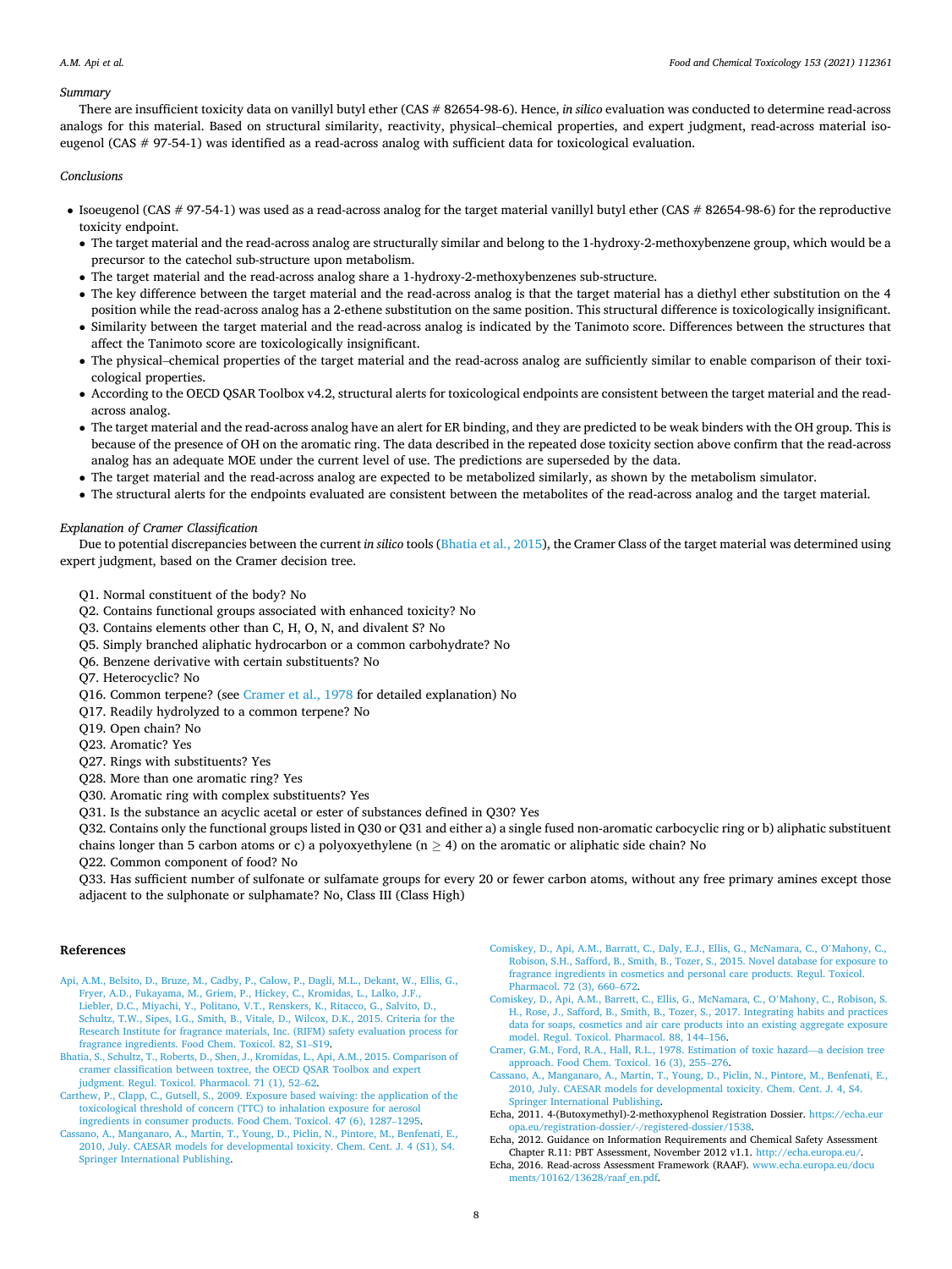*Summary*

There are insufficient toxicity data on vanillyl butyl ether (CAS # 82654-98-6). Hence, *in silico* evaluation was conducted to determine read-across analogs for this material. Based on structural similarity, reactivity, physical–chemical properties, and expert judgment, read-across material isoeugenol (CAS # 97-54-1) was identified as a read-across analog with sufficient data for toxicological evaluation.

*Conclusions*

- Isoeugenol (CAS # 97-54-1) was used as a read-across analog for the target material vanillyl butyl ether (CAS # 82654-98-6) for the reproductive toxicity endpoint.
  - The target material and the read-across analog are structurally similar and belong to the 1-hydroxy-2-methoxybenzene group, which would be a precursor to the catechol sub-structure upon metabolism.
  - The target material and the read-across analog share a 1-hydroxy-2-methoxybenzenes sub-structure.
  - The key difference between the target material and the read-across analog is that the target material has a diethyl ether substitution on the 4 position while the read-across analog has a 2-ethene substitution on the same position. This structural difference is toxicologically insignificant.
  - Similarity between the target material and the read-across analog is indicated by the Tanimoto score. Differences between the structures that affect the Tanimoto score are toxicologically insignificant.
  - The physical–chemical properties of the target material and the read-across analog are sufficiently similar to enable comparison of their toxicological properties.
  - According to the OECD QSAR Toolbox v4.2, structural alerts for toxicological endpoints are consistent between the target material and the read-across analog.
  - The target material and the read-across analog have an alert for ER binding, and they are predicted to be weak binders with the OH group. This is because of the presence of OH on the aromatic ring. The data described in the repeated dose toxicity section above confirm that the read-across analog has an adequate MOE under the current level of use. The predictions are superseded by the data.
  - The target material and the read-across analog are expected to be metabolized similarly, as shown by the metabolism simulator.
  - The structural alerts for the endpoints evaluated are consistent between the metabolites of the read-across analog and the target material.

*Explanation of Cramer Classification*

Due to potential discrepancies between the current *in silico* tools (Bhatia et al., 2015), the Cramer Class of the target material was determined using expert judgment, based on the Cramer decision tree.

Q1. Normal constituent of the body? No
Q2. Contains functional groups associated with enhanced toxicity? No
Q3. Contains elements other than C, H, O, N, and divalent S? No
Q5. Simply branched aliphatic hydrocarbon or a common carbohydrate? No
Q6. Benzene derivative with certain substituents? No
Q7. Heterocyclic? No
Q16. Common terpene? (see Cramer et al., 1978 for detailed explanation) No
Q17. Readily hydrolyzed to a common terpene? No
Q19. Open chain? No
Q23. Aromatic? Yes
Q27. Rings with substituents? Yes
Q28. More than one aromatic ring? Yes
Q30. Aromatic ring with complex substituents? Yes
Q31. Is the substance an acyclic acetal or ester of substances defined in Q30? Yes
Q32. Contains only the functional groups listed in Q30 or Q31 and either a) a single fused non-aromatic carbocyclic ring or b) aliphatic substituent chains longer than 5 carbon atoms or c) a polyoxyethylene ($n \geq 4$) on the aromatic or aliphatic side chain? No
Q22. Common component of food? No
Q33. Has sufficient number of sulfonate or sulfamate groups for every 20 or fewer carbon atoms, without any free primary amines except those adjacent to the sulphonate or sulphamate? No, Class III (Class High)

## References

Api, A.M., Belsito, D., Bruze, M., Cadby, P., Calow, P., Dagli, M.L., Dekant, W., Ellis, G., Fryer, A.D., Fukayama, M., Griem, P., Hickey, C., Kromidas, L., Lalko, J.F., Liebler, D.C., Miyachi, Y., Politano, V.T., Renskers, K., Ritacco, G., Salvito, D., Schultz, T.W., Sipes, I.G., Smith, B., Vitale, D., Wilcox, D.K., 2015. Criteria for the Research Institute for fragrance materials, Inc. (RIFM) safety evaluation process for fragrance ingredients. Food Chem. Toxicol. 82, S1–S19.

Bhatia, S., Schultz, T., Roberts, D., Shen, J., Kromidas, L., Api, A.M., 2015. Comparison of cramer classification between toxtree, the OECD QSAR Toolbox and expert judgment. Regul. Toxicol. Pharmacol. 71 (1), 52–62.

Carthew, P., Clapp, C., Gutsell, S., 2009. Exposure based waiving: the application of the toxicological threshold of concern (TTC) to inhalation exposure for aerosol ingredients in consumer products. Food Chem. Toxicol. 47 (6), 1287–1295.

Cassano, A., Manganaro, A., Martin, T., Young, D., Piclin, N., Pintore, M., Benfenati, E., 2010, July. CAESAR models for developmental toxicity. Chem. Cent. J. 4 (S1), S4. Springer International Publishing.

Comiskey, D., Api, A.M., Barratt, C., Daly, E.J., Ellis, G., McNamara, C., O'Mahony, C., Robison, S.H., Safford, B., Smith, B., Tozer, S., 2015. Novel database for exposure to fragrance ingredients in cosmetics and personal care products. Regul. Toxicol. Pharmacol. 72 (3), 660–672.

Comiskey, D., Api, A.M., Barrett, C., Ellis, G., McNamara, C., O'Mahony, C., Robison, S. H., Rose, J., Safford, B., Smith, B., Tozer, S., 2017. Integrating habits and practices data for soaps, cosmetics and air care products into an existing aggregate exposure model. Regul. Toxicol. Pharmacol. 88, 144–156.

Cramer, G.M., Ford, R.A., Hall, R.L., 1978. Estimation of toxic hazard—a decision tree approach. Food Chem. Toxicol. 16 (3), 255–276.

Cassano, A., Manganaro, A., Martin, T., Young, D., Piclin, N., Pintore, M., Benfenati, E., 2010, July. CAESAR models for developmental toxicity. Chem. Cent. J. 4, S4. Springer International Publishing.

Echa, 2011. 4-(Butoxymethyl)-2-methoxyphenol Registration Dossier. https://echa.europa.eu/registration-dossier/-/registered-dossier/1538.

Echa, 2012. Guidance on Information Requirements and Chemical Safety Assessment Chapter R.11: PBT Assessment, November 2012 v1.1. http://echa.europa.eu/.

Echa, 2016. Read-across Assessment Framework (RAAF). www.echa.europa.eu/documents/10162/13628/raaf_en.pdf.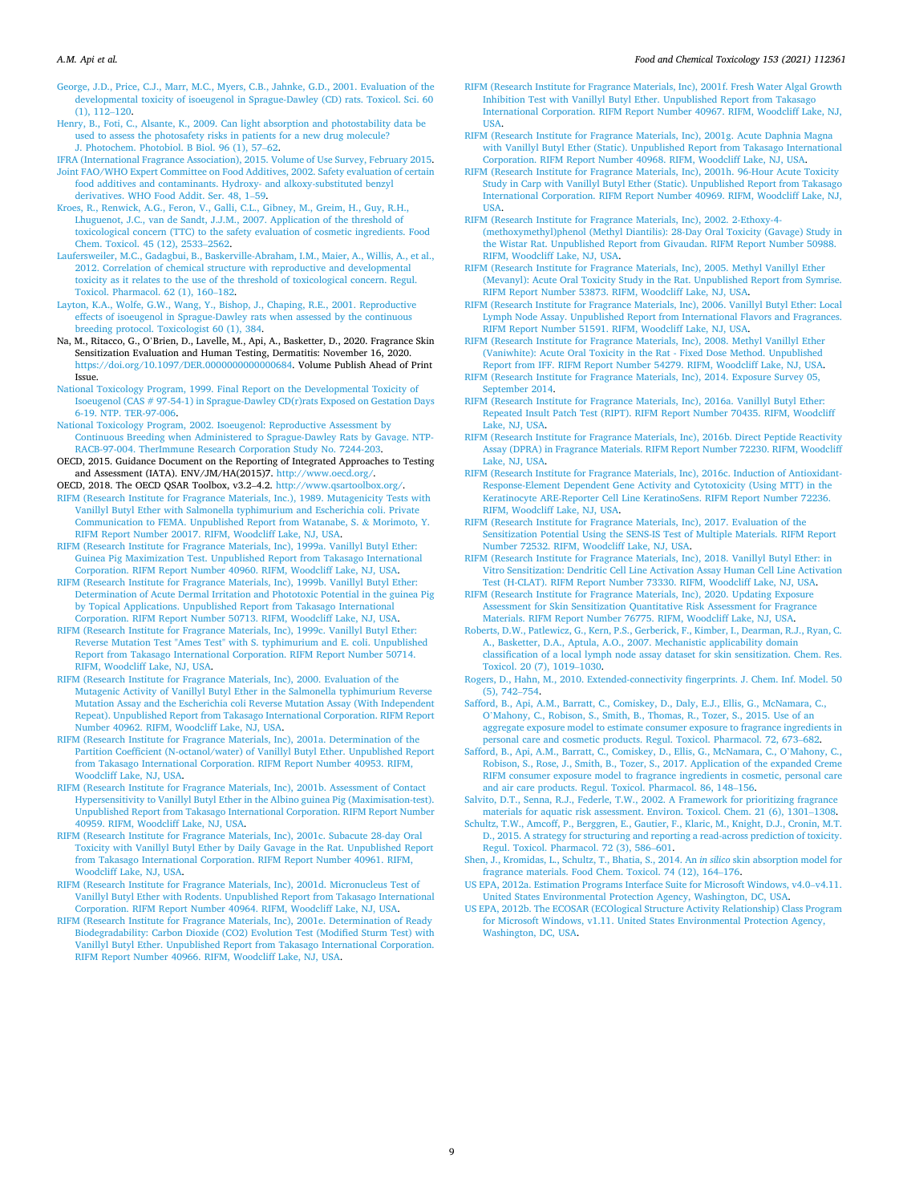George, J.D., Price, C.J., Marr, M.C., Myers, C.B., Jahnke, G.D., 2001. Evaluation of the developmental toxicity of isoeugenol in Sprague-Dawley (CD) rats. Toxicol. Sci. 60 (1), 112–120.

Henry, B., Foti, C., Alsante, K., 2009. Can light absorption and photostability data be used to assess the photosafety risks in patients for a new drug molecule? J. Photochem. Photobiol. B Biol. 96 (1), 57–62.

IFRA (International Fragrance Association), 2015. Volume of Use Survey, February 2015.

Joint FAO/WHO Expert Committee on Food Additives, 2002. Safety evaluation of certain food additives and contaminants. Hydroxy- and alkoxy-substituted benzyl derivatives. WHO Food Addit. Ser. 48, 1–59.

Kroes, R., Renwick, A.G., Feron, V., Galli, C.L., Gibney, M., Greim, H., Guy, R.H., Lhuguenot, J.C., van de Sandt, J.J.M., 2007. Application of the threshold of toxicological concern (TTC) to the safety evaluation of cosmetic ingredients. Food Chem. Toxicol. 45 (12), 2533–2562.

Laufersweiler, M.C., Gadagbui, B., Baskerville-Abraham, I.M., Maier, A., Willis, A., et al., 2012. Correlation of chemical structure with reproductive and developmental toxicity as it relates to the use of the threshold of toxicological concern. Regul. Toxicol. Pharmacol. 62 (1), 160–182.

Layton, K.A., Wolfe, G.W., Wang, Y., Bishop, J., Chaping, R.E., 2001. Reproductive effects of isoeugenol in Sprague-Dawley rats when assessed by the continuous breeding protocol. Toxicologist 60 (1), 384.

Na, M., Ritacco, G., O'Brien, D., Lavelle, M., Api, A., Basketter, D., 2020. Fragrance Skin Sensitization Evaluation and Human Testing, Dermatitis: November 16, 2020. https://doi.org/10.1097/DER.0000000000000684. Volume Publish Ahead of Print Issue.

National Toxicology Program, 1999. Final Report on the Developmental Toxicity of Isoeugenol (CAS # 97-54-1) in Sprague-Dawley CD(r)rats Exposed on Gestation Days 6-19. NTP. TER-97-006.

National Toxicology Program, 2002. Isoeugenol: Reproductive Assessment by Continuous Breeding when Administered to Sprague-Dawley Rats by Gavage. NTP-RACB-97-004. TherImmune Research Corporation Study No. 7244-203.

OECD, 2015. Guidance Document on the Reporting of Integrated Approaches to Testing and Assessment (IATA). ENV/JM/HA(2015)7. http://www.oecd.org/.

OECD, 2018. The OECD QSAR Toolbox, v3.2–4.2. http://www.qsartoolbox.org/.

RIFM (Research Institute for Fragrance Materials, Inc.), 1989. Mutagenicity Tests with Vanillyl Butyl Ether with Salmonella typhimurium and Escherichia coli. Private Communication to FEMA. Unpublished Report from Watanabe, S. & Morimoto, Y. RIFM Report Number 20017. RIFM, Woodcliff Lake, NJ, USA.

RIFM (Research Institute for Fragrance Materials, Inc), 1999a. Vanillyl Butyl Ether: Guinea Pig Maximization Test. Unpublished Report from Takasago International Corporation. RIFM Report Number 40960. RIFM, Woodcliff Lake, NJ, USA.

RIFM (Research Institute for Fragrance Materials, Inc), 1999b. Vanillyl Butyl Ether: Determination of Acute Dermal Irritation and Phototoxic Potential in the guinea Pig by Topical Applications. Unpublished Report from Takasago International Corporation. RIFM Report Number 50713. RIFM, Woodcliff Lake, NJ, USA.

RIFM (Research Institute for Fragrance Materials, Inc), 1999c. Vanillyl Butyl Ether: Reverse Mutation Test "Ames Test" with S. typhimurium and E. coli. Unpublished Report from Takasago International Corporation. RIFM Report Number 50714. RIFM, Woodcliff Lake, NJ, USA.

RIFM (Research Institute for Fragrance Materials, Inc), 2000. Evaluation of the Mutagenic Activity of Vanillyl Butyl Ether in the Salmonella typhimurium Reverse Mutation Assay and the Escherichia coli Reverse Mutation Assay (With Independent Repeat). Unpublished Report from Takasago International Corporation. RIFM Report Number 40962. RIFM, Woodcliff Lake, NJ, USA.

RIFM (Research Institute for Fragrance Materials, Inc), 2001a. Determination of the Partition Coefficient (N-octanol/water) of Vanillyl Butyl Ether. Unpublished Report from Takasago International Corporation. RIFM Report Number 40953. RIFM, Woodcliff Lake, NJ, USA.

RIFM (Research Institute for Fragrance Materials, Inc), 2001b. Assessment of Contact Hypersensitivity to Vanillyl Butyl Ether in the Albino guinea Pig (Maximisation-test). Unpublished Report from Takasago International Corporation. RIFM Report Number 40959. RIFM, Woodcliff Lake, NJ, USA.

RIFM (Research Institute for Fragrance Materials, Inc), 2001c. Subacute 28-day Oral Toxicity with Vanillyl Butyl Ether by Daily Gavage in the Rat. Unpublished Report from Takasago International Corporation. RIFM Report Number 40961. RIFM, Woodcliff Lake, NJ, USA.

RIFM (Research Institute for Fragrance Materials, Inc), 2001d. Micronucleus Test of Vanillyl Butyl Ether with Rodents. Unpublished Report from Takasago International Corporation. RIFM Report Number 40964. RIFM, Woodcliff Lake, NJ, USA.

RIFM (Research Institute for Fragrance Materials, Inc), 2001e. Determination of Ready Biodegradability: Carbon Dioxide (CO2) Evolution Test (Modified Sturm Test) with Vanillyl Butyl Ether. Unpublished Report from Takasago International Corporation. RIFM Report Number 40966. RIFM, Woodcliff Lake, NJ, USA.

RIFM (Research Institute for Fragrance Materials, Inc), 2001f. Fresh Water Algal Growth Inhibition Test with Vanillyl Butyl Ether. Unpublished Report from Takasago International Corporation. RIFM Report Number 40967. RIFM, Woodcliff Lake, NJ, USA.

RIFM (Research Institute for Fragrance Materials, Inc), 2001g. Acute Daphnia Magna with Vanillyl Butyl Ether (Static). Unpublished Report from Takasago International Corporation. RIFM Report Number 40968. RIFM, Woodcliff Lake, NJ, USA.

RIFM (Research Institute for Fragrance Materials, Inc), 2001h. 96-Hour Acute Toxicity Study in Carp with Vanillyl Butyl Ether (Static). Unpublished Report from Takasago International Corporation. RIFM Report Number 40969. RIFM, Woodcliff Lake, NJ, USA.

RIFM (Research Institute for Fragrance Materials, Inc), 2002. 2-Ethoxy-4-(methoxymethyl)phenol (Methyl Diantilis): 28-Day Oral Toxicity (Gavage) Study in the Wistar Rat. Unpublished Report from Givaudan. RIFM Report Number 50988. RIFM, Woodcliff Lake, NJ, USA.

RIFM (Research Institute for Fragrance Materials, Inc), 2005. Methyl Vanillyl Ether (Mevanyl): Acute Oral Toxicity Study in the Rat. Unpublished Report from Symrise. RIFM Report Number 53873. RIFM, Woodcliff Lake, NJ, USA.

RIFM (Research Institute for Fragrance Materials, Inc), 2006. Vanillyl Butyl Ether: Local Lymph Node Assay. Unpublished Report from International Flavors and Fragrances. RIFM Report Number 51591. RIFM, Woodcliff Lake, NJ, USA.

RIFM (Research Institute for Fragrance Materials, Inc), 2008. Methyl Vanillyl Ether (Vaniwhite): Acute Oral Toxicity in the Rat - Fixed Dose Method. Unpublished Report from IFF. RIFM Report Number 54279. RIFM, Woodcliff Lake, NJ, USA.

RIFM (Research Institute for Fragrance Materials, Inc), 2014. Exposure Survey 05, September 2014.

RIFM (Research Institute for Fragrance Materials, Inc), 2016a. Vanillyl Butyl Ether: Repeated Insult Patch Test (RIPT). RIFM Report Number 70435. RIFM, Woodcliff Lake, NJ, USA.

RIFM (Research Institute for Fragrance Materials, Inc), 2016b. Direct Peptide Reactivity Assay (DPRA) in Fragrance Materials. RIFM Report Number 72230. RIFM, Woodcliff Lake, NJ, USA.

RIFM (Research Institute for Fragrance Materials, Inc), 2016c. Induction of Antioxidant-Response-Element Dependent Gene Activity and Cytotoxicity (Using MTT) in the Keratinocyte ARE-Reporter Cell Line KeratinoSens. RIFM Report Number 72236. RIFM, Woodcliff Lake, NJ, USA.

RIFM (Research Institute for Fragrance Materials, Inc), 2017. Evaluation of the Sensitization Potential Using the SENS-IS Test of Multiple Materials. RIFM Report Number 72532. RIFM, Woodcliff Lake, NJ, USA.

RIFM (Research Institute for Fragrance Materials, Inc), 2018. Vanillyl Butyl Ether: in Vitro Sensitization: Dendritic Cell Line Activation Assay Human Cell Line Activation Test (H-CLAT). RIFM Report Number 73330. RIFM, Woodcliff Lake, NJ, USA.

RIFM (Research Institute for Fragrance Materials, Inc), 2020. Updating Exposure Assessment for Skin Sensitization Quantitative Risk Assessment for Fragrance Materials. RIFM Report Number 76775. RIFM, Woodcliff Lake, NJ, USA.

Roberts, D.W., Patlewicz, G., Kern, P.S., Gerberick, F., Kimber, I., Dearman, R.J., Ryan, C. A., Basketter, D.A., Aptula, A.O., 2007. Mechanistic applicability domain classification of a local lymph node assay dataset for skin sensitization. Chem. Res. Toxicol. 20 (7), 1019–1030.

Rogers, D., Hahn, M., 2010. Extended-connectivity fingerprints. J. Chem. Inf. Model. 50 (5), 742–754.

Safford, B., Api, A.M., Barratt, C., Comiskey, D., Daly, E.J., Ellis, G., McNamara, C., O'Mahony, C., Robison, S., Smith, B., Thomas, R., Tozer, S., 2015. Use of an aggregate exposure model to estimate consumer exposure to fragrance ingredients in personal care and cosmetic products. Regul. Toxicol. Pharmacol. 72, 673–682.

Safford, B., Api, A.M., Barratt, C., Comiskey, D., Ellis, G., McNamara, C., O'Mahony, C., Robison, S., Rose, J., Smith, B., Tozer, S., 2017. Application of the expanded Creme RIFM consumer exposure model to fragrance ingredients in cosmetic, personal care and air care products. Regul. Toxicol. Pharmacol. 86, 148–156.

Salvito, D.T., Senna, R.J., Federle, T.W., 2002. A Framework for prioritizing fragrance materials for aquatic risk assessment. Environ. Toxicol. Chem. 21 (6), 1301–1308.

Schultz, T.W., Amcoff, P., Berggren, E., Gautier, F., Klaric, M., Knight, D.J., Cronin, M.T. D., 2015. A strategy for structuring and reporting a read-across prediction of toxicity. Regul. Toxicol. Pharmacol. 72 (3), 586–601.

Shen, J., Kromidas, L., Schultz, T., Bhatia, S., 2014. An *in silico* skin absorption model for fragrance materials. Food Chem. Toxicol. 74 (12), 164–176.

US EPA, 2012a. Estimation Programs Interface Suite for Microsoft Windows, v4.0–v4.11. United States Environmental Protection Agency, Washington, DC, USA.

US EPA, 2012b. The ECOSAR (ECOlogical Structure Activity Relationship) Class Program for Microsoft Windows, v1.11. United States Environmental Protection Agency, Washington, DC, USA.